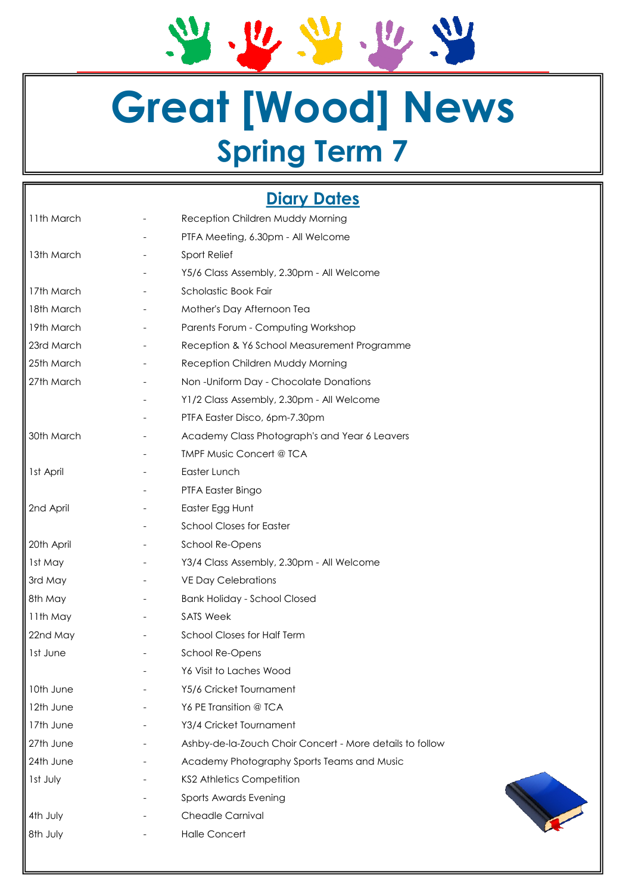# Great [Wood] News

## Spring Term 7

## Diary Dates

| | | |
|---|---|---|
| 11th March | - | Reception Children Muddy Morning |
| | - | PTFA Meeting, 6.30pm - All Welcome |
| 13th March | - | Sport Relief |
| | - | Y5/6 Class Assembly, 2.30pm - All Welcome |
| 17th March | - | Scholastic Book Fair |
| 18th March | - | Mother's Day Afternoon Tea |
| 19th March | - | Parents Forum - Computing Workshop |
| 23rd March | - | Reception & Y6 School Measurement Programme |
| 25th March | - | Reception Children Muddy Morning |
| 27th March | - | Non -Uniform Day - Chocolate Donations |
| | - | Y1/2 Class Assembly, 2.30pm - All Welcome |
| | - | PTFA Easter Disco, 6pm-7.30pm |
| 30th March | - | Academy Class Photograph's and Year 6 Leavers |
| | - | TMPF Music Concert @ TCA |
| 1st April | - | Easter Lunch |
| | - | PTFA Easter Bingo |
| 2nd April | - | Easter Egg Hunt |
| | - | School Closes for Easter |
| 20th April | - | School Re-Opens |
| 1st May | - | Y3/4 Class Assembly, 2.30pm - All Welcome |
| 3rd May | - | VE Day Celebrations |
| 8th May | - | Bank Holiday - School Closed |
| 11th May | - | SATS Week |
| 22nd May | - | School Closes for Half Term |
| 1st June | - | School Re-Opens |
| | - | Y6 Visit to Laches Wood |
| 10th June | - | Y5/6 Cricket Tournament |
| 12th June | - | Y6 PE Transition @ TCA |
| 17th June | - | Y3/4 Cricket Tournament |
| 27th June | - | Ashby-de-la-Zouch Choir Concert - More details to follow |
| 24th June | - | Academy Photography Sports Teams and Music |
| 1st July | - | KS2 Athletics Competition |
| | - | Sports Awards Evening |
| 4th July | - | Cheadle Carnival |
| 8th July | - | Halle Concert |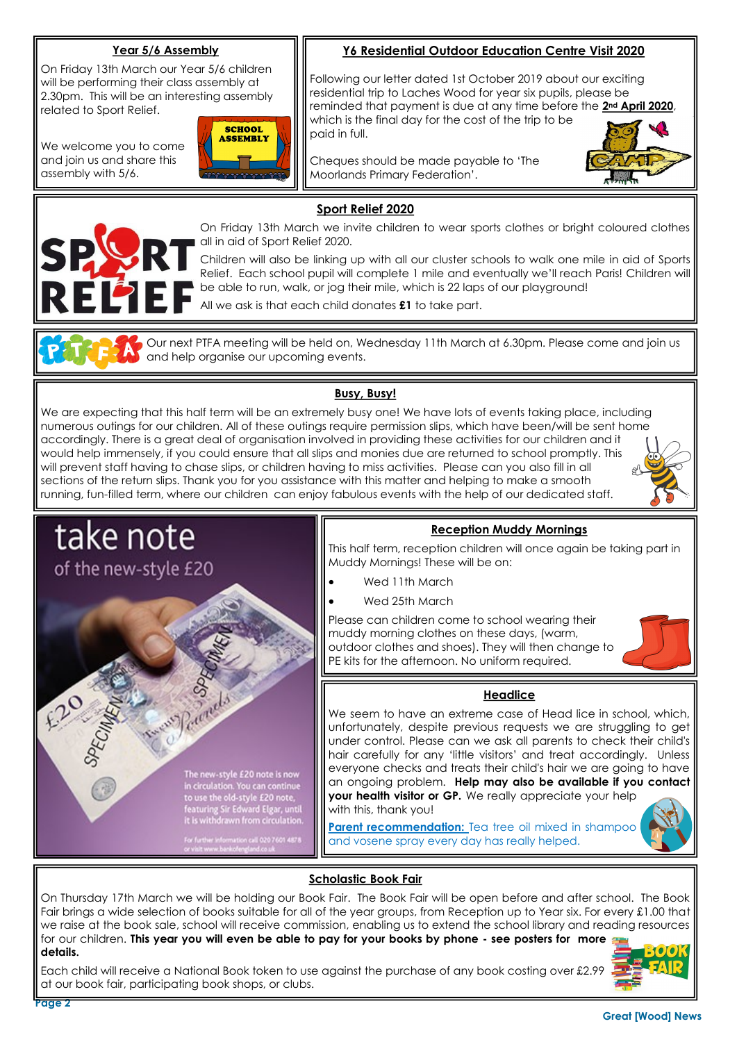## Year 5/6 Assembly

On Friday 13th March our Year 5/6 children will be performing their class assembly at 2.30pm. This will be an interesting assembly related to Sport Relief.

We welcome you to come and join us and share this assembly with 5/6.

## Y6 Residential Outdoor Education Centre Visit 2020

Following our letter dated 1st October 2019 about our exciting residential trip to Laches Wood for year six pupils, please be reminded that payment is due at any time before the **2nd April 2020**, which is the final day for the cost of the trip to be paid in full.

Cheques should be made payable to 'The Moorlands Primary Federation'.

## Sport Relief 2020

On Friday 13th March we invite children to wear sports clothes or bright coloured clothes all in aid of Sport Relief 2020.

Children will also be linking up with all our cluster schools to walk one mile in aid of Sports Relief. Each school pupil will complete 1 mile and eventually we'll reach Paris! Children will be able to run, walk, or jog their mile, which is 22 laps of our playground!

All we ask is that each child donates **£1** to take part.

Our next PTFA meeting will be held on, Wednesday 11th March at 6.30pm. Please come and join us and help organise our upcoming events.

## Busy, Busy!

We are expecting that this half term will be an extremely busy one! We have lots of events taking place, including numerous outings for our children. All of these outings require permission slips, which have been/will be sent home accordingly. There is a great deal of organisation involved in providing these activities for our children and it would help immensely, if you could ensure that all slips and monies due are returned to school promptly. This will prevent staff having to chase slips, or children having to miss activities. Please can you also fill in all sections of the return slips. Thank you for you assistance with this matter and helping to make a smooth running, fun-filled term, where our children can enjoy fabulous events with the help of our dedicated staff.

take note of the new-style £20

The new-style £20 note is now in circulation. You can continue to use the old-style £20 note, featuring Sir Edward Elgar, until it is withdrawn from circulation.

For further information call 020 7601 4878 or visit www.bankofengland.co.uk

## Reception Muddy Mornings

This half term, reception children will once again be taking part in Muddy Mornings! These will be on:

- Wed 11th March
- Wed 25th March

Please can children come to school wearing their muddy morning clothes on these days, (warm, outdoor clothes and shoes). They will then change to PE kits for the afternoon. No uniform required.

## Headlice

We seem to have an extreme case of Head lice in school, which, unfortunately, despite previous requests we are struggling to get under control. Please can we ask all parents to check their child's hair carefully for any 'little visitors' and treat accordingly. Unless everyone checks and treats their child's hair we are going to have an ongoing problem. **Help may also be available if you contact your health visitor or GP.** We really appreciate your help with this, thank you!

**Parent recommendation:** Tea tree oil mixed in shampoo and vosene spray every day has really helped.

## Scholastic Book Fair

On Thursday 17th March we will be holding our Book Fair. The Book Fair will be open before and after school. The Book Fair brings a wide selection of books suitable for all of the year groups, from Reception up to Year six. For every £1.00 that we raise at the book sale, school will receive commission, enabling us to extend the school library and reading resources for our children. **This year you will even be able to pay for your books by phone - see posters for more details.**

Each child will receive a National Book token to use against the purchase of any book costing over £2.99 at our book fair, participating book shops, or clubs.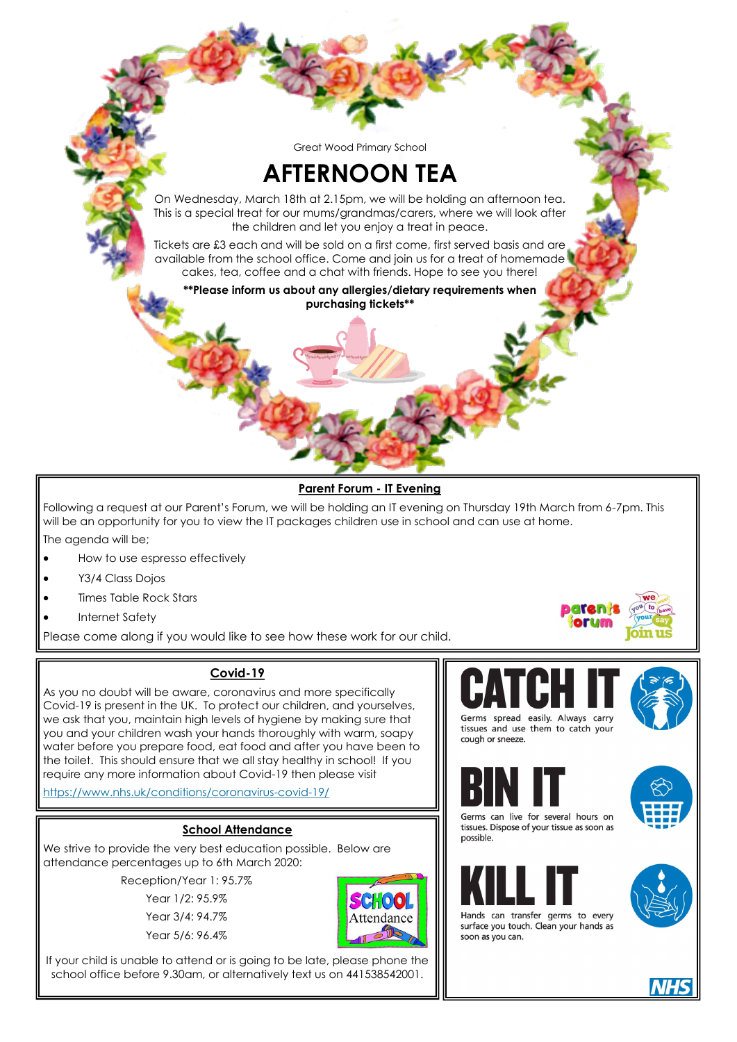Great Wood Primary School

# AFTERNOON TEA

On Wednesday, March 18th at 2.15pm, we will be holding an afternoon tea. This is a special treat for our mums/grandmas/carers, where we will look after the children and let you enjoy a treat in peace.

Tickets are £3 each and will be sold on a first come, first served basis and are available from the school office. Come and join us for a treat of homemade cakes, tea, coffee and a chat with friends. Hope to see you there!

****Please inform us about any allergies/dietary requirements when purchasing tickets****

## Parent Forum - IT Evening

Following a request at our Parent's Forum, we will be holding an IT evening on Thursday 19th March from 6-7pm. This will be an opportunity for you to view the IT packages children use in school and can use at home.

The agenda will be;

- How to use espresso effectively
- Y3/4 Class Dojos
- Times Table Rock Stars
- Internet Safety

Please come along if you would like to see how these work for our child.

parents forum

we want you to have your say Join us

## Covid-19

As you no doubt will be aware, coronavirus and more specifically Covid-19 is present in the UK. To protect our children, and yourselves, we ask that you, maintain high levels of hygiene by making sure that you and your children wash your hands thoroughly with warm, soapy water before you prepare food, eat food and after you have been to the toilet. This should ensure that we all stay healthy in school! If you require any more information about Covid-19 then please visit

https://www.nhs.uk/conditions/coronavirus-covid-19/

## CATCH IT

Germs spread easily. Always carry tissues and use them to catch your cough or sneeze.

## BIN IT

Germs can live for several hours on tissues. Dispose of your tissue as soon as possible.

## KILL IT

Hands can transfer germs to every surface you touch. Clean your hands as soon as you can.

NHS

## School Attendance

We strive to provide the very best education possible. Below are attendance percentages up to 6th March 2020:

Reception/Year 1: 95.7%

Year 1/2: 95.9%

Year 3/4: 94.7%

Year 5/6: 96.4%

SCHOOL Attendance

If your child is unable to attend or is going to be late, please phone the school office before 9.30am, or alternatively text us on 441538542001.